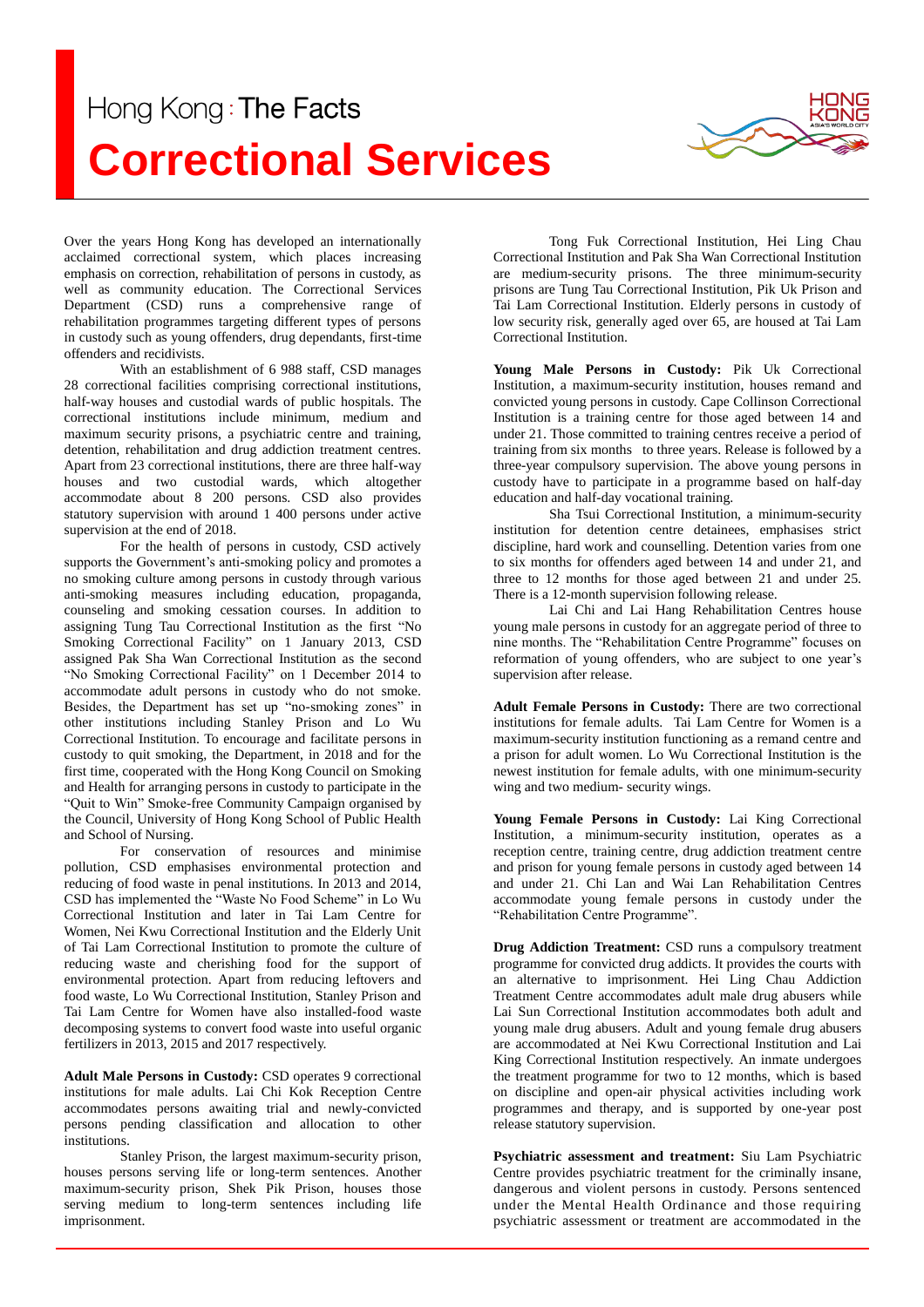Hong Kong : The Facts

# Correctional Services

Over the years Hong Kong has developed an internationally acclaimed correctional system, which places increasing emphasis on correction, rehabilitation of persons in custody, as well as community education. The Correctional Services Department (CSD) runs a comprehensive range of rehabilitation programmes targeting different types of persons in custody such as young offenders, drug dependants, first-time offenders and recidivists.

With an establishment of 6 988 staff, CSD manages 28 correctional facilities comprising correctional institutions, half-way houses and custodial wards of public hospitals. The correctional institutions include minimum, medium and maximum security prisons, a psychiatric centre and training, detention, rehabilitation and drug addiction treatment centres. Apart from 23 correctional institutions, there are three half-way houses and two custodial wards, which altogether accommodate about 8 200 persons. CSD also provides statutory supervision with around 1 400 persons under active supervision at the end of 2018.

For the health of persons in custody, CSD actively supports the Government's anti-smoking policy and promotes a no smoking culture among persons in custody through various anti-smoking measures including education, propaganda, counseling and smoking cessation courses. In addition to assigning Tung Tau Correctional Institution as the first "No Smoking Correctional Facility" on 1 January 2013, CSD assigned Pak Sha Wan Correctional Institution as the second "No Smoking Correctional Facility" on 1 December 2014 to accommodate adult persons in custody who do not smoke. Besides, the Department has set up "no-smoking zones" in other institutions including Stanley Prison and Lo Wu Correctional Institution. To encourage and facilitate persons in custody to quit smoking, the Department, in 2018 and for the first time, cooperated with the Hong Kong Council on Smoking and Health for arranging persons in custody to participate in the "Quit to Win" Smoke-free Community Campaign organised by the Council, University of Hong Kong School of Public Health and School of Nursing.

For conservation of resources and minimise pollution, CSD emphasises environmental protection and reducing of food waste in penal institutions. In 2013 and 2014, CSD has implemented the "Waste No Food Scheme" in Lo Wu Correctional Institution and later in Tai Lam Centre for Women, Nei Kwu Correctional Institution and the Elderly Unit of Tai Lam Correctional Institution to promote the culture of reducing waste and cherishing food for the support of environmental protection. Apart from reducing leftovers and food waste, Lo Wu Correctional Institution, Stanley Prison and Tai Lam Centre for Women have also installed-food waste decomposing systems to convert food waste into useful organic fertilizers in 2013, 2015 and 2017 respectively.

**Adult Male Persons in Custody:** CSD operates 9 correctional institutions for male adults. Lai Chi Kok Reception Centre accommodates persons awaiting trial and newly-convicted persons pending classification and allocation to other institutions.

Stanley Prison, the largest maximum-security prison, houses persons serving life or long-term sentences. Another maximum-security prison, Shek Pik Prison, houses those serving medium to long-term sentences including life imprisonment.

Tong Fuk Correctional Institution, Hei Ling Chau Correctional Institution and Pak Sha Wan Correctional Institution are medium-security prisons. The three minimum-security prisons are Tung Tau Correctional Institution, Pik Uk Prison and Tai Lam Correctional Institution. Elderly persons in custody of low security risk, generally aged over 65, are housed at Tai Lam Correctional Institution.

**Young Male Persons in Custody:** Pik Uk Correctional Institution, a maximum-security institution, houses remand and convicted young persons in custody. Cape Collinson Correctional Institution is a training centre for those aged between 14 and under 21. Those committed to training centres receive a period of training from six months to three years. Release is followed by a three-year compulsory supervision. The above young persons in custody have to participate in a programme based on half-day education and half-day vocational training.

Sha Tsui Correctional Institution, a minimum-security institution for detention centre detainees, emphasises strict discipline, hard work and counselling. Detention varies from one to six months for offenders aged between 14 and under 21, and three to 12 months for those aged between 21 and under 25. There is a 12-month supervision following release.

Lai Chi and Lai Hang Rehabilitation Centres house young male persons in custody for an aggregate period of three to nine months. The "Rehabilitation Centre Programme" focuses on reformation of young offenders, who are subject to one year's supervision after release.

**Adult Female Persons in Custody:** There are two correctional institutions for female adults. Tai Lam Centre for Women is a maximum-security institution functioning as a remand centre and a prison for adult women. Lo Wu Correctional Institution is the newest institution for female adults, with one minimum-security wing and two medium- security wings.

**Young Female Persons in Custody:** Lai King Correctional Institution, a minimum-security institution, operates as a reception centre, training centre, drug addiction treatment centre and prison for young female persons in custody aged between 14 and under 21. Chi Lan and Wai Lan Rehabilitation Centres accommodate young female persons in custody under the "Rehabilitation Centre Programme".

**Drug Addiction Treatment:** CSD runs a compulsory treatment programme for convicted drug addicts. It provides the courts with an alternative to imprisonment. Hei Ling Chau Addiction Treatment Centre accommodates adult male drug abusers while Lai Sun Correctional Institution accommodates both adult and young male drug abusers. Adult and young female drug abusers are accommodated at Nei Kwu Correctional Institution and Lai King Correctional Institution respectively. An inmate undergoes the treatment programme for two to 12 months, which is based on discipline and open-air physical activities including work programmes and therapy, and is supported by one-year post release statutory supervision.

**Psychiatric assessment and treatment:** Siu Lam Psychiatric Centre provides psychiatric treatment for the criminally insane, dangerous and violent persons in custody. Persons sentenced under the Mental Health Ordinance and those requiring psychiatric assessment or treatment are accommodated in the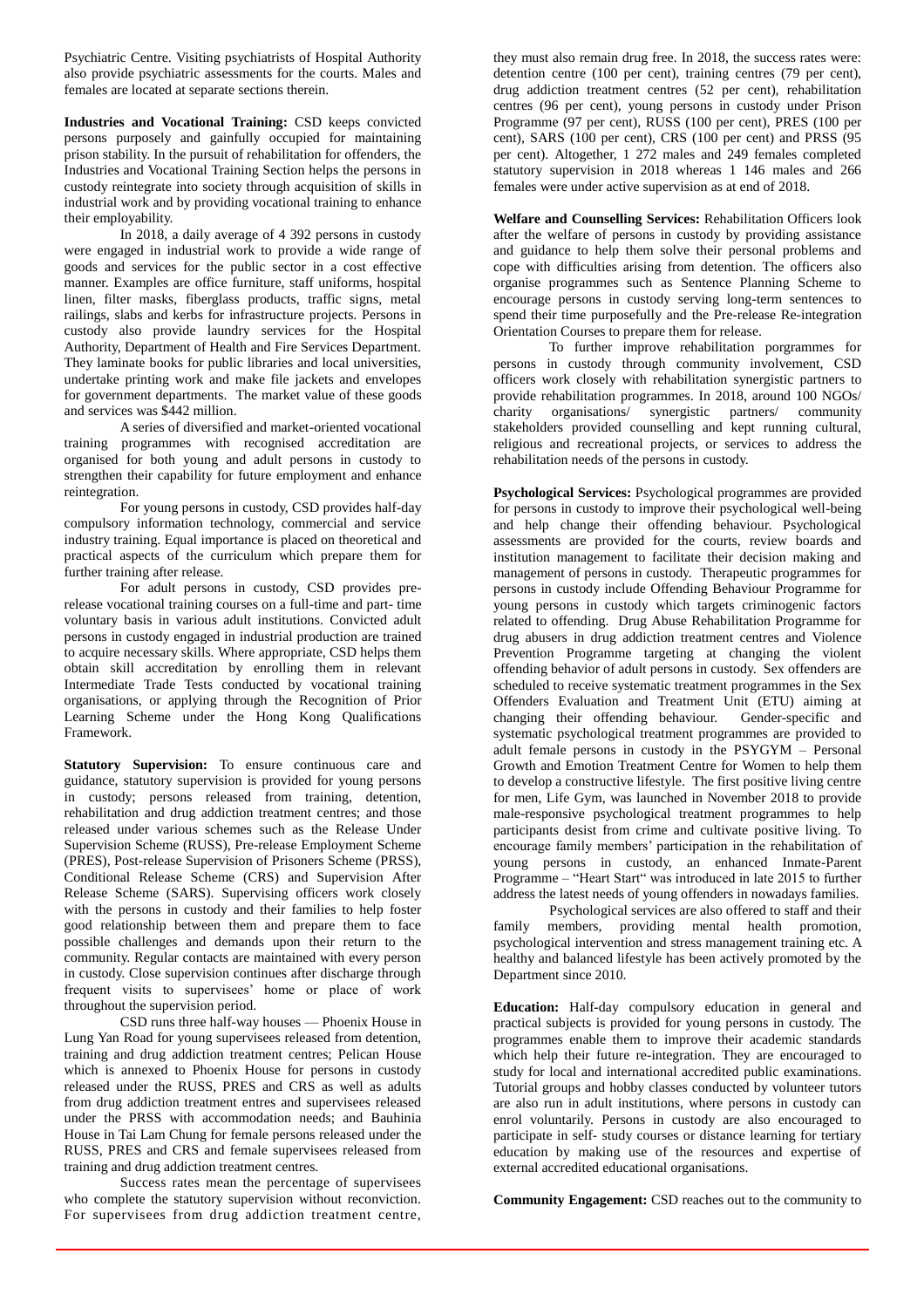Psychiatric Centre. Visiting psychiatrists of Hospital Authority also provide psychiatric assessments for the courts. Males and females are located at separate sections therein.

**Industries and Vocational Training:** CSD keeps convicted persons purposely and gainfully occupied for maintaining prison stability. In the pursuit of rehabilitation for offenders, the Industries and Vocational Training Section helps the persons in custody reintegrate into society through acquisition of skills in industrial work and by providing vocational training to enhance their employability.

In 2018, a daily average of 4 392 persons in custody were engaged in industrial work to provide a wide range of goods and services for the public sector in a cost effective manner. Examples are office furniture, staff uniforms, hospital linen, filter masks, fiberglass products, traffic signs, metal railings, slabs and kerbs for infrastructure projects. Persons in custody also provide laundry services for the Hospital Authority, Department of Health and Fire Services Department. They laminate books for public libraries and local universities, undertake printing work and make file jackets and envelopes for government departments. The market value of these goods and services was $442 million.

A series of diversified and market-oriented vocational training programmes with recognised accreditation are organised for both young and adult persons in custody to strengthen their capability for future employment and enhance reintegration.

For young persons in custody, CSD provides half-day compulsory information technology, commercial and service industry training. Equal importance is placed on theoretical and practical aspects of the curriculum which prepare them for further training after release.

For adult persons in custody, CSD provides pre-release vocational training courses on a full-time and part- time voluntary basis in various adult institutions. Convicted adult persons in custody engaged in industrial production are trained to acquire necessary skills. Where appropriate, CSD helps them obtain skill accreditation by enrolling them in relevant Intermediate Trade Tests conducted by vocational training organisations, or applying through the Recognition of Prior Learning Scheme under the Hong Kong Qualifications Framework.

**Statutory Supervision:** To ensure continuous care and guidance, statutory supervision is provided for young persons in custody; persons released from training, detention, rehabilitation and drug addiction treatment centres; and those released under various schemes such as the Release Under Supervision Scheme (RUSS), Pre-release Employment Scheme (PRES), Post-release Supervision of Prisoners Scheme (PRSS), Conditional Release Scheme (CRS) and Supervision After Release Scheme (SARS). Supervising officers work closely with the persons in custody and their families to help foster good relationship between them and prepare them to face possible challenges and demands upon their return to the community. Regular contacts are maintained with every person in custody. Close supervision continues after discharge through frequent visits to supervisees' home or place of work throughout the supervision period.

CSD runs three half-way houses — Phoenix House in Lung Yan Road for young supervisees released from detention, training and drug addiction treatment centres; Pelican House which is annexed to Phoenix House for persons in custody released under the RUSS, PRES and CRS as well as adults from drug addiction treatment entres and supervisees released under the PRSS with accommodation needs; and Bauhinia House in Tai Lam Chung for female persons released under the RUSS, PRES and CRS and female supervisees released from training and drug addiction treatment centres.

Success rates mean the percentage of supervisees who complete the statutory supervision without reconviction. For supervisees from drug addiction treatment centre, they must also remain drug free. In 2018, the success rates were: detention centre (100 per cent), training centres (79 per cent), drug addiction treatment centres (52 per cent), rehabilitation centres (96 per cent), young persons in custody under Prison Programme (97 per cent), RUSS (100 per cent), PRES (100 per cent), SARS (100 per cent), CRS (100 per cent) and PRSS (95 per cent). Altogether, 1 272 males and 249 females completed statutory supervision in 2018 whereas 1 146 males and 266 females were under active supervision as at end of 2018.

**Welfare and Counselling Services:** Rehabilitation Officers look after the welfare of persons in custody by providing assistance and guidance to help them solve their personal problems and cope with difficulties arising from detention. The officers also organise programmes such as Sentence Planning Scheme to encourage persons in custody serving long-term sentences to spend their time purposefully and the Pre-release Re-integration Orientation Courses to prepare them for release.

To further improve rehabilitation porgrammes for persons in custody through community involvement, CSD officers work closely with rehabilitation synergistic partners to provide rehabilitation programmes. In 2018, around 100 NGOs/ charity organisations/ synergistic partners/ community stakeholders provided counselling and kept running cultural, religious and recreational projects, or services to address the rehabilitation needs of the persons in custody.

**Psychological Services:** Psychological programmes are provided for persons in custody to improve their psychological well-being and help change their offending behaviour. Psychological assessments are provided for the courts, review boards and institution management to facilitate their decision making and management of persons in custody. Therapeutic programmes for persons in custody include Offending Behaviour Programme for young persons in custody which targets criminogenic factors related to offending. Drug Abuse Rehabilitation Programme for drug abusers in drug addiction treatment centres and Violence Prevention Programme targeting at changing the violent offending behavior of adult persons in custody. Sex offenders are scheduled to receive systematic treatment programmes in the Sex Offenders Evaluation and Treatment Unit (ETU) aiming at changing their offending behaviour. Gender-specific and systematic psychological treatment programmes are provided to adult female persons in custody in the PSYGYM – Personal Growth and Emotion Treatment Centre for Women to help them to develop a constructive lifestyle. The first positive living centre for men, Life Gym, was launched in November 2018 to provide male-responsive psychological treatment programmes to help participants desist from crime and cultivate positive living. To encourage family members' participation in the rehabilitation of young persons in custody, an enhanced Inmate-Parent Programme – "Heart Start" was introduced in late 2015 to further address the latest needs of young offenders in nowadays families.

Psychological services are also offered to staff and their family members, providing mental health promotion, psychological intervention and stress management training etc. A healthy and balanced lifestyle has been actively promoted by the Department since 2010.

**Education:** Half-day compulsory education in general and practical subjects is provided for young persons in custody. The programmes enable them to improve their academic standards which help their future re-integration. They are encouraged to study for local and international accredited public examinations. Tutorial groups and hobby classes conducted by volunteer tutors are also run in adult institutions, where persons in custody can enrol voluntarily. Persons in custody are also encouraged to participate in self- study courses or distance learning for tertiary education by making use of the resources and expertise of external accredited educational organisations.

**Community Engagement:** CSD reaches out to the community to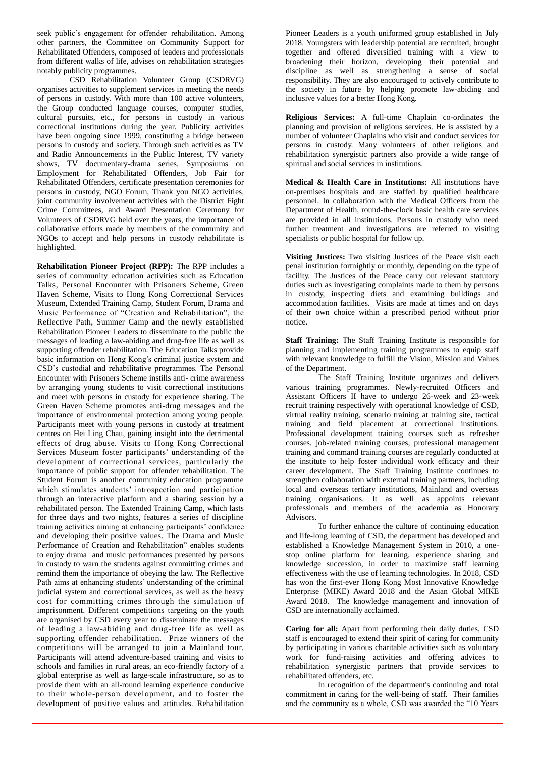seek public's engagement for offender rehabilitation. Among other partners, the Committee on Community Support for Rehabilitated Offenders, composed of leaders and professionals from different walks of life, advises on rehabilitation strategies notably publicity programmes.

CSD Rehabilitation Volunteer Group (CSDRVG) organises activities to supplement services in meeting the needs of persons in custody. With more than 100 active volunteers, the Group conducted language courses, computer studies, cultural pursuits, etc., for persons in custody in various correctional institutions during the year. Publicity activities have been ongoing since 1999, constituting a bridge between persons in custody and society. Through such activities as TV and Radio Announcements in the Public Interest, TV variety shows, TV documentary-drama series, Symposiums on Employment for Rehabilitated Offenders, Job Fair for Rehabilitated Offenders, certificate presentation ceremonies for persons in custody, NGO Forum, Thank you NGO activities, joint community involvement activities with the District Fight Crime Committees, and Award Presentation Ceremony for Volunteers of CSDRVG held over the years, the importance of collaborative efforts made by members of the community and NGOs to accept and help persons in custody rehabilitate is highlighted.

**Rehabilitation Pioneer Project (RPP):** The RPP includes a series of community education activities such as Education Talks, Personal Encounter with Prisoners Scheme, Green Haven Scheme, Visits to Hong Kong Correctional Services Museum, Extended Training Camp, Student Forum, Drama and Music Performance of "Creation and Rehabilitation", the Reflective Path, Summer Camp and the newly established Rehabilitation Pioneer Leaders to disseminate to the public the messages of leading a law-abiding and drug-free life as well as supporting offender rehabilitation. The Education Talks provide basic information on Hong Kong's criminal justice system and CSD's custodial and rehabilitative programmes. The Personal Encounter with Prisoners Scheme instills anti- crime awareness by arranging young students to visit correctional institutions and meet with persons in custody for experience sharing. The Green Haven Scheme promotes anti-drug messages and the importance of environmental protection among young people. Participants meet with young persons in custody at treatment centres on Hei Ling Chau, gaining insight into the detrimental effects of drug abuse. Visits to Hong Kong Correctional Services Museum foster participants' understanding of the development of correctional services, particularly the importance of public support for offender rehabilitation. The Student Forum is another community education programme which stimulates students' introspection and participation through an interactive platform and a sharing session by a rehabilitated person. The Extended Training Camp, which lasts for three days and two nights, features a series of discipline training activities aiming at enhancing participants' confidence and developing their positive values. The Drama and Music Performance of Creation and Rehabilitation" enables students to enjoy drama and music performances presented by persons in custody to warn the students against committing crimes and remind them the importance of obeying the law. The Reflective Path aims at enhancing students' understanding of the criminal judicial system and correctional services, as well as the heavy cost for committing crimes through the simulation of imprisonment. Different competitions targeting on the youth are organised by CSD every year to disseminate the messages of leading a law-abiding and drug-free life as well as supporting offender rehabilitation. Prize winners of the competitions will be arranged to join a Mainland tour. Participants will attend adventure-based training and visits to schools and families in rural areas, an eco-friendly factory of a global enterprise as well as large-scale infrastructure, so as to provide them with an all-round learning experience conducive to their whole-person development, and to foster the development of positive values and attitudes. Rehabilitation Pioneer Leaders is a youth uniformed group established in July 2018. Youngsters with leadership potential are recruited, brought together and offered diversified training with a view to broadening their horizon, developing their potential and discipline as well as strengthening a sense of social responsibility. They are also encouraged to actively contribute to the society in future by helping promote law-abiding and inclusive values for a better Hong Kong.

**Religious Services:** A full-time Chaplain co-ordinates the planning and provision of religious services. He is assisted by a number of volunteer Chaplains who visit and conduct services for persons in custody. Many volunteers of other religions and rehabilitation synergistic partners also provide a wide range of spiritual and social services in institutions.

**Medical & Health Care in Institutions:** All institutions have on-premises hospitals and are staffed by qualified healthcare personnel. In collaboration with the Medical Officers from the Department of Health, round-the-clock basic health care services are provided in all institutions. Persons in custody who need further treatment and investigations are referred to visiting specialists or public hospital for follow up.

**Visiting Justices:** Two visiting Justices of the Peace visit each penal institution fortnightly or monthly, depending on the type of facility. The Justices of the Peace carry out relevant statutory duties such as investigating complaints made to them by persons in custody, inspecting diets and examining buildings and accommodation facilities. Visits are made at times and on days of their own choice within a prescribed period without prior notice.

**Staff Training:** The Staff Training Institute is responsible for planning and implementing training programmes to equip staff with relevant knowledge to fulfill the Vision, Mission and Values of the Department.

The Staff Training Institute organizes and delivers various training programmes. Newly-recruited Officers and Assistant Officers II have to undergo 26-week and 23-week recruit training respectively with operational knowledge of CSD, virtual reality training, scenario training at training site, tactical training and field placement at correctional institutions. Professional development training courses such as refresher courses, job-related training courses, professional management training and command training courses are regularly conducted at the institute to help foster individual work efficacy and their career development. The Staff Training Institute continues to strengthen collaboration with external training partners, including local and overseas tertiary institutions, Mainland and overseas training organisations. It as well as appoints relevant professionals and members of the academia as Honorary Advisors.

To further enhance the culture of continuing education and life-long learning of CSD, the department has developed and established a Knowledge Management System in 2010, a one-stop online platform for learning, experience sharing and knowledge succession, in order to maximize staff learning effectiveness with the use of learning technologies. In 2018, CSD has won the first-ever Hong Kong Most Innovative Knowledge Enterprise (MIKE) Award 2018 and the Asian Global MIKE Award 2018. The knowledge management and innovation of CSD are internationally acclaimed.

**Caring for all:** Apart from performing their daily duties, CSD staff is encouraged to extend their spirit of caring for community by participating in various charitable activities such as voluntary work for fund-raising activities and offering advices to rehabilitation synergistic partners that provide services to rehabilitated offenders, etc.

In recognition of the department's continuing and total commitment in caring for the well-being of staff. Their families and the community as a whole, CSD was awarded the "10 Years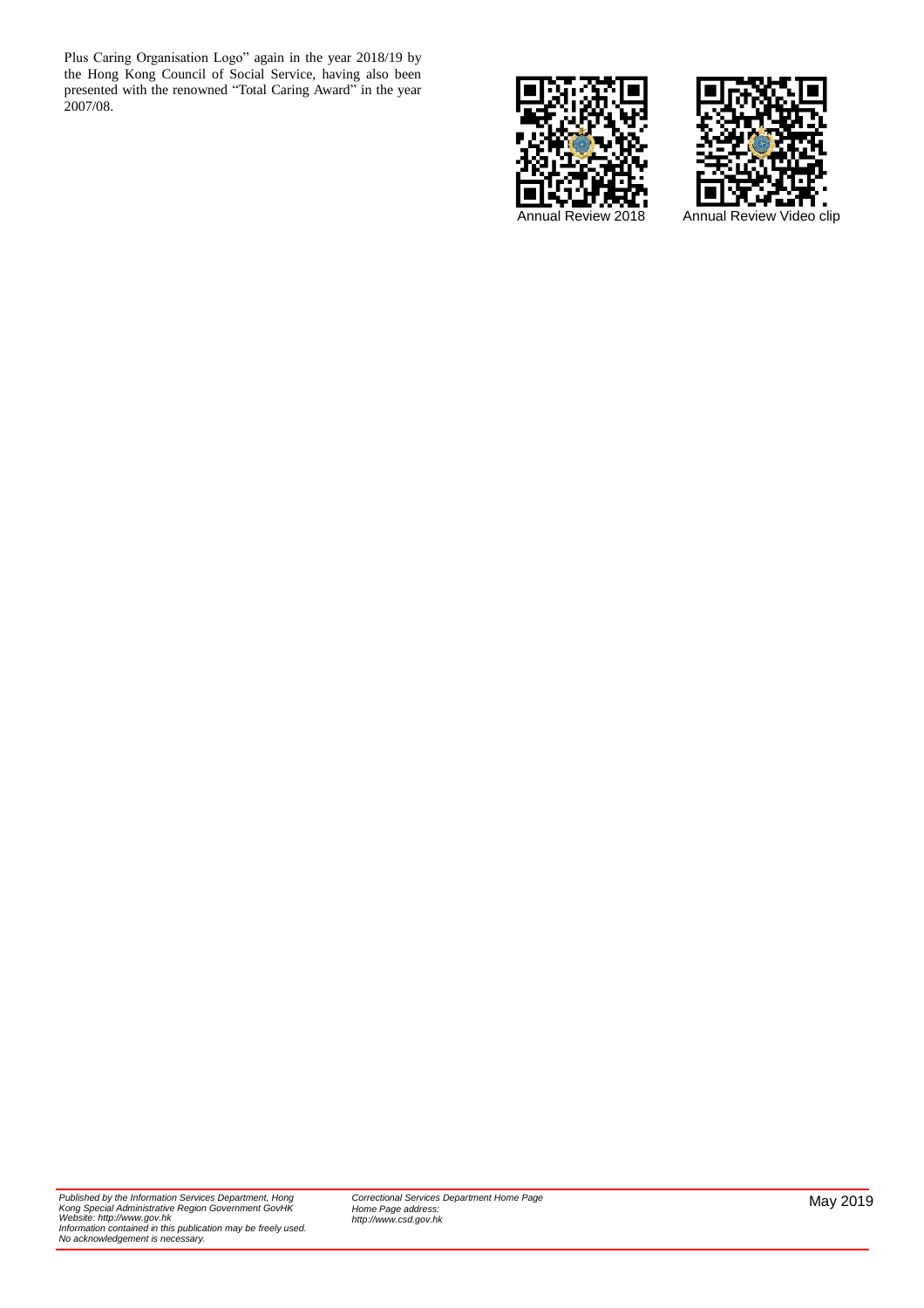Plus Caring Organisation Logo" again in the year 2018/19 by the Hong Kong Council of Social Service, having also been presented with the renowned "Total Caring Award" in the year 2007/08.

Annual Review 2018

Annual Review Video clip

*Published by the Information Services Department, Hong Kong Special Administrative Region Government GovHK Website: http://www.gov.hk*
*Information contained in this publication may be freely used. No acknowledgement is necessary.*

*Correctional Services Department Home Page*
*Home Page address:*
*http://www.csd.gov.hk*

May 2019